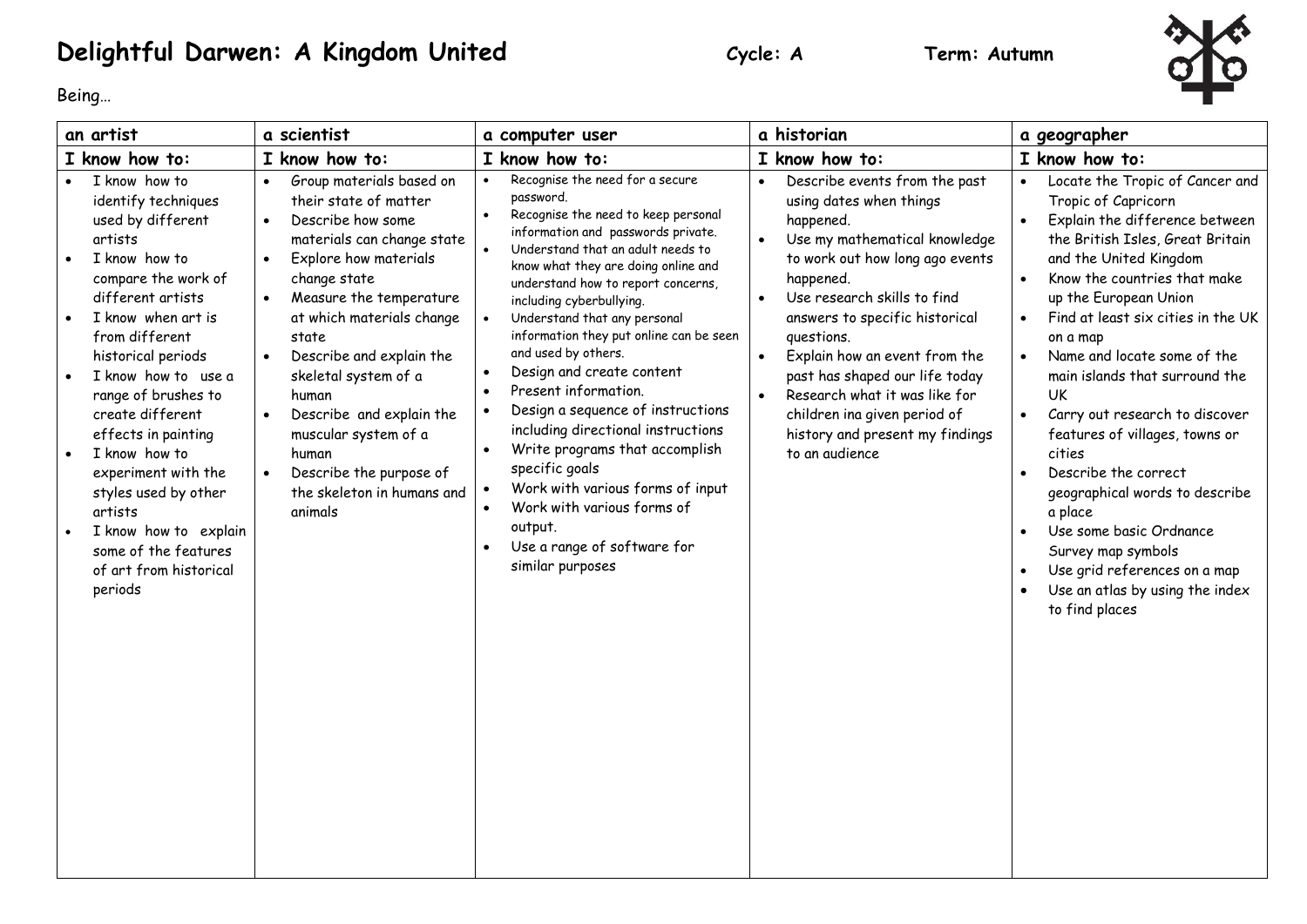## **Delightful Darwen: A Kingdom United** Cycle: A Term: Autumn



Being…

| an artist                                                                                                                                                                                                                                                                                                                                                                                                                                                 | a scientist                                                                                                                                                                                                                                                                                                                                                                                                                                                                   | a computer user                                                                                                                                                                                                                                                                                                                                                                                                                                                                                                                                                                                                                                                                                                                                                                                                    | a historian                                                                                                                                                                                                                                                                                                                                                                                                                                              | a geographer                                                                                                                                                                                                                                                                                                                                                                                                                                                                                                                                                                                                                                          |
|-----------------------------------------------------------------------------------------------------------------------------------------------------------------------------------------------------------------------------------------------------------------------------------------------------------------------------------------------------------------------------------------------------------------------------------------------------------|-------------------------------------------------------------------------------------------------------------------------------------------------------------------------------------------------------------------------------------------------------------------------------------------------------------------------------------------------------------------------------------------------------------------------------------------------------------------------------|--------------------------------------------------------------------------------------------------------------------------------------------------------------------------------------------------------------------------------------------------------------------------------------------------------------------------------------------------------------------------------------------------------------------------------------------------------------------------------------------------------------------------------------------------------------------------------------------------------------------------------------------------------------------------------------------------------------------------------------------------------------------------------------------------------------------|----------------------------------------------------------------------------------------------------------------------------------------------------------------------------------------------------------------------------------------------------------------------------------------------------------------------------------------------------------------------------------------------------------------------------------------------------------|-------------------------------------------------------------------------------------------------------------------------------------------------------------------------------------------------------------------------------------------------------------------------------------------------------------------------------------------------------------------------------------------------------------------------------------------------------------------------------------------------------------------------------------------------------------------------------------------------------------------------------------------------------|
| I know how to:                                                                                                                                                                                                                                                                                                                                                                                                                                            | I know how to:                                                                                                                                                                                                                                                                                                                                                                                                                                                                | I know how to:                                                                                                                                                                                                                                                                                                                                                                                                                                                                                                                                                                                                                                                                                                                                                                                                     | I know how to:                                                                                                                                                                                                                                                                                                                                                                                                                                           | I know how to:                                                                                                                                                                                                                                                                                                                                                                                                                                                                                                                                                                                                                                        |
| I know how to<br>identify techniques<br>used by different<br>artists<br>I know how to<br>compare the work of<br>different artists<br>I know when art is<br>from different<br>historical periods<br>I know how to use a<br>range of brushes to<br>create different<br>effects in painting<br>I know how to<br>experiment with the<br>styles used by other<br>artists<br>I know how to explain<br>some of the features<br>of art from historical<br>periods | Group materials based on<br>$\bullet$<br>their state of matter<br>Describe how some<br>$\bullet$<br>materials can change state<br>Explore how materials<br>change state<br>Measure the temperature<br>at which materials change<br>state<br>Describe and explain the<br>$\bullet$<br>skeletal system of a<br>human<br>Describe and explain the<br>$\bullet$<br>muscular system of a<br>human<br>Describe the purpose of<br>$\bullet$<br>the skeleton in humans and<br>animals | Recognise the need for a secure<br>$\bullet$<br>password.<br>Recognise the need to keep personal<br>$\bullet$<br>information and passwords private.<br>Understand that an adult needs to<br>$\bullet$<br>know what they are doing online and<br>understand how to report concerns,<br>including cyberbullying.<br>Understand that any personal<br>information they put online can be seen<br>and used by others.<br>Design and create content<br>$\bullet$<br>Present information.<br>$\bullet$<br>Design a sequence of instructions<br>$\bullet$<br>including directional instructions<br>Write programs that accomplish<br>$\bullet$<br>specific goals<br>Work with various forms of input<br>$\bullet$<br>Work with various forms of<br>$\bullet$<br>output.<br>Use a range of software for<br>similar purposes | Describe events from the past<br>$\bullet$<br>using dates when things<br>happened.<br>Use my mathematical knowledge<br>to work out how long ago events<br>happened.<br>Use research skills to find<br>answers to specific historical<br>questions.<br>Explain how an event from the<br>$\bullet$<br>past has shaped our life today<br>Research what it was like for<br>children ina given period of<br>history and present my findings<br>to an audience | Locate the Tropic of Cancer and<br>Tropic of Capricorn<br>Explain the difference between<br>the British Isles, Great Britain<br>and the United Kingdom<br>Know the countries that make<br>up the European Union<br>Find at least six cities in the UK<br>on a map<br>Name and locate some of the<br>main islands that surround the<br><b>UK</b><br>Carry out research to discover<br>$\bullet$<br>features of villages, towns or<br>cities<br>Describe the correct<br>geographical words to describe<br>a place<br>Use some basic Ordnance<br>Survey map symbols<br>Use grid references on a map<br>Use an atlas by using the index<br>to find places |